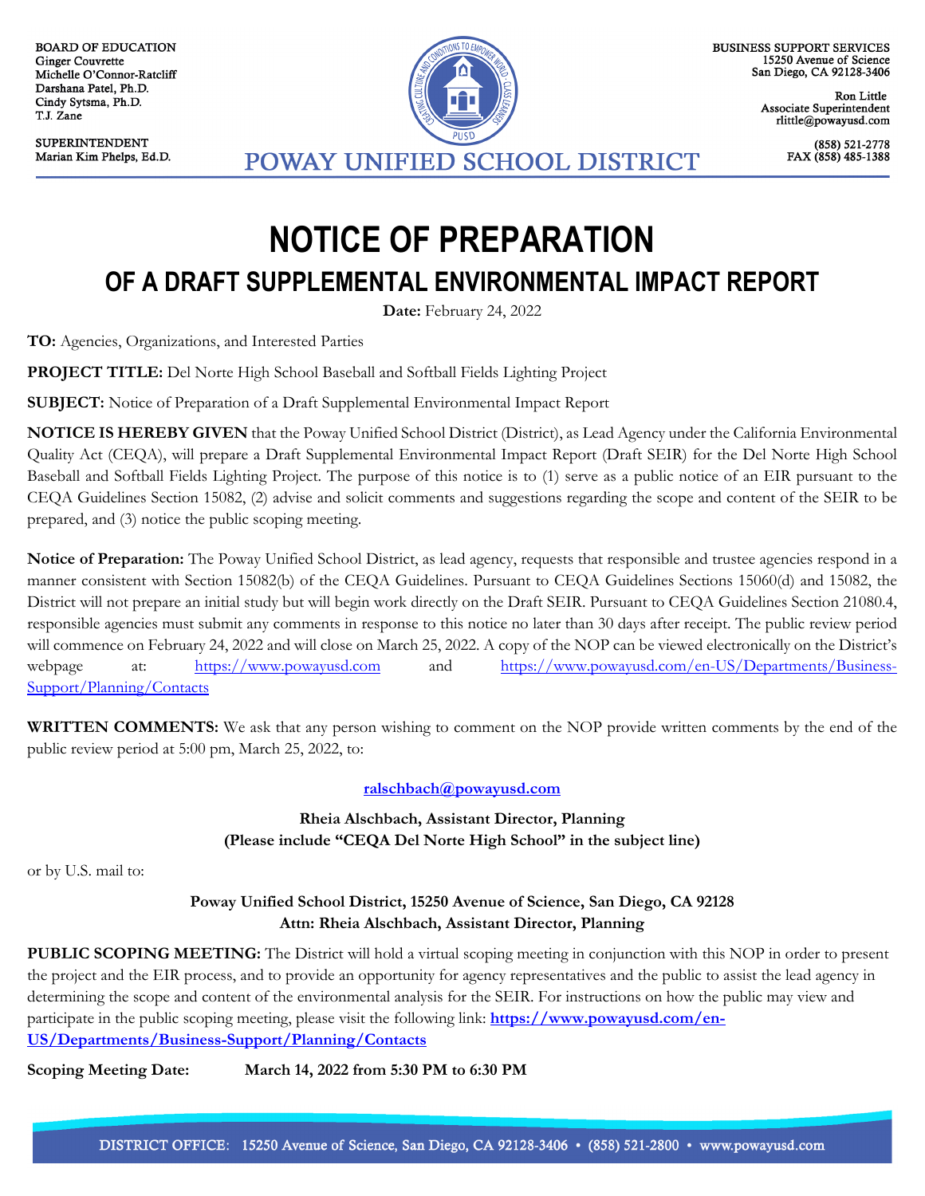BOARD OF EDUCATION
Ginger Couvrette
Michelle O'Connor-Ratcliff
Darshana Patel, Ph.D.
Cindy Sytsma, Ph.D.
T.J. Zane

SUPERINTENDENT
Marian Kim Phelps, Ed.D.

POWAY UNIFIED SCHOOL DISTRICT

BUSINESS SUPPORT SERVICES
15250 Avenue of Science
San Diego, CA 92128-3406

Ron Little
Associate Superintendent
rlittle@powayusd.com

(858) 521-2778
FAX (858) 485-1388

# NOTICE OF PREPARATION

## OF A DRAFT SUPPLEMENTAL ENVIRONMENTAL IMPACT REPORT

**Date:** February 24, 2022

**TO:** Agencies, Organizations, and Interested Parties

**PROJECT TITLE:** Del Norte High School Baseball and Softball Fields Lighting Project

**SUBJECT:** Notice of Preparation of a Draft Supplemental Environmental Impact Report

**NOTICE IS HEREBY GIVEN** that the Poway Unified School District (District), as Lead Agency under the California Environmental Quality Act (CEQA), will prepare a Draft Supplemental Environmental Impact Report (Draft SEIR) for the Del Norte High School Baseball and Softball Fields Lighting Project. The purpose of this notice is to (1) serve as a public notice of an EIR pursuant to the CEQA Guidelines Section 15082, (2) advise and solicit comments and suggestions regarding the scope and content of the SEIR to be prepared, and (3) notice the public scoping meeting.

**Notice of Preparation:** The Poway Unified School District, as lead agency, requests that responsible and trustee agencies respond in a manner consistent with Section 15082(b) of the CEQA Guidelines. Pursuant to CEQA Guidelines Sections 15060(d) and 15082, the District will not prepare an initial study but will begin work directly on the Draft SEIR. Pursuant to CEQA Guidelines Section 21080.4, responsible agencies must submit any comments in response to this notice no later than 30 days after receipt. The public review period will commence on February 24, 2022 and will close on March 25, 2022. A copy of the NOP can be viewed electronically on the District's webpage at: https://www.powayusd.com and https://www.powayusd.com/en-US/Departments/Business-Support/Planning/Contacts

**WRITTEN COMMENTS:** We ask that any person wishing to comment on the NOP provide written comments by the end of the public review period at 5:00 pm, March 25, 2022, to:

**ralschbach@powayusd.com**

**Rheia Alschbach, Assistant Director, Planning**
**(Please include "CEQA Del Norte High School" in the subject line)**

or by U.S. mail to:

**Poway Unified School District, 15250 Avenue of Science, San Diego, CA 92128**
**Attn: Rheia Alschbach, Assistant Director, Planning**

**PUBLIC SCOPING MEETING:** The District will hold a virtual scoping meeting in conjunction with this NOP in order to present the project and the EIR process, and to provide an opportunity for agency representatives and the public to assist the lead agency in determining the scope and content of the environmental analysis for the SEIR. For instructions on how the public may view and participate in the public scoping meeting, please visit the following link: **https://www.powayusd.com/en-US/Departments/Business-Support/Planning/Contacts**

**Scoping Meeting Date:** **March 14, 2022 from 5:30 PM to 6:30 PM**

DISTRICT OFFICE: 15250 Avenue of Science, San Diego, CA 92128-3406 • (858) 521-2800 • www.powayusd.com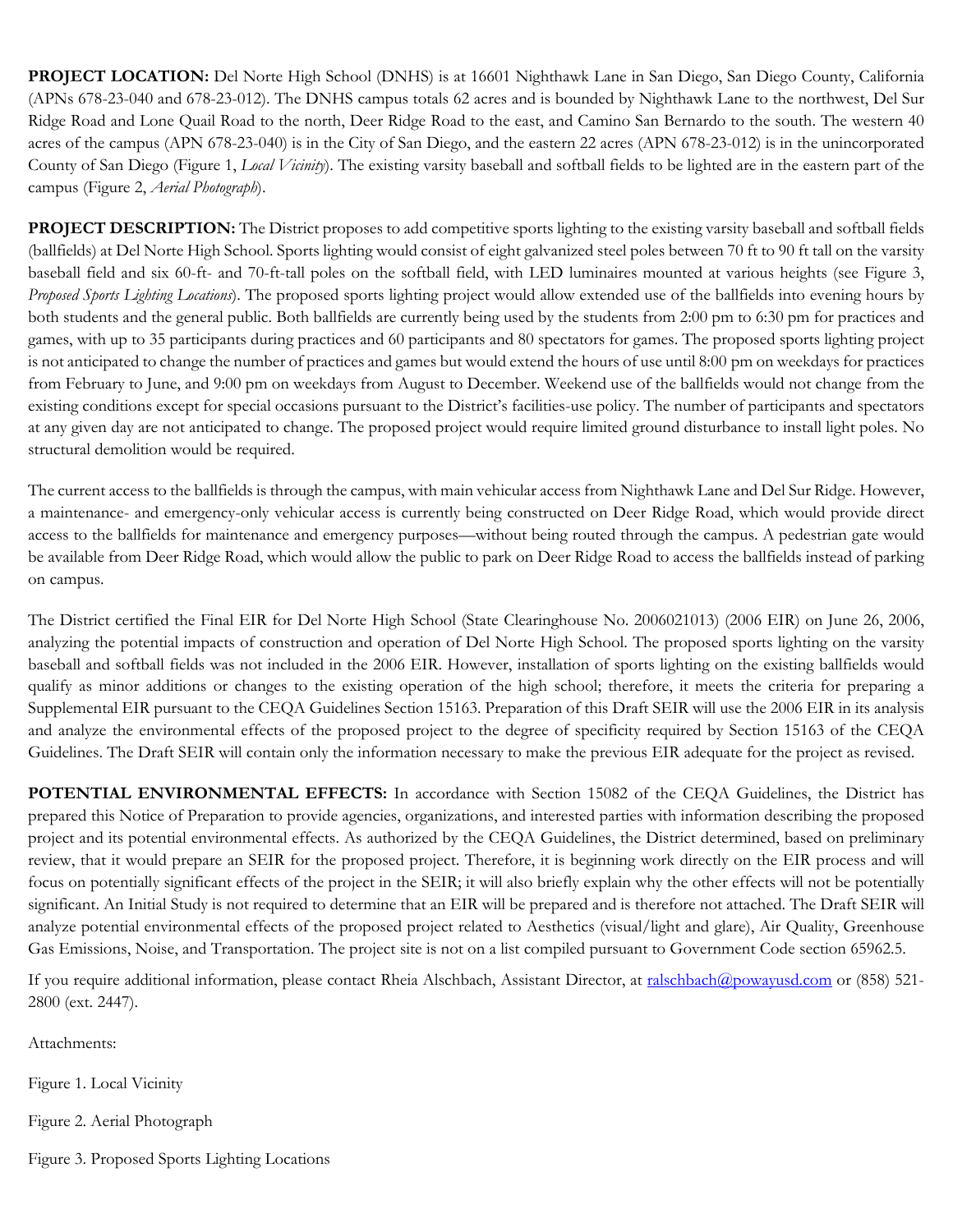**PROJECT LOCATION:** Del Norte High School (DNHS) is at 16601 Nighthawk Lane in San Diego, San Diego County, California (APNs 678-23-040 and 678-23-012). The DNHS campus totals 62 acres and is bounded by Nighthawk Lane to the northwest, Del Sur Ridge Road and Lone Quail Road to the north, Deer Ridge Road to the east, and Camino San Bernardo to the south. The western 40 acres of the campus (APN 678-23-040) is in the City of San Diego, and the eastern 22 acres (APN 678-23-012) is in the unincorporated County of San Diego (Figure 1, *Local Vicinity*). The existing varsity baseball and softball fields to be lighted are in the eastern part of the campus (Figure 2, *Aerial Photograph*).

**PROJECT DESCRIPTION:** The District proposes to add competitive sports lighting to the existing varsity baseball and softball fields (ballfields) at Del Norte High School. Sports lighting would consist of eight galvanized steel poles between 70 ft to 90 ft tall on the varsity baseball field and six 60-ft- and 70-ft-tall poles on the softball field, with LED luminaires mounted at various heights (see Figure 3, *Proposed Sports Lighting Locations*). The proposed sports lighting project would allow extended use of the ballfields into evening hours by both students and the general public. Both ballfields are currently being used by the students from 2:00 pm to 6:30 pm for practices and games, with up to 35 participants during practices and 60 participants and 80 spectators for games. The proposed sports lighting project is not anticipated to change the number of practices and games but would extend the hours of use until 8:00 pm on weekdays for practices from February to June, and 9:00 pm on weekdays from August to December. Weekend use of the ballfields would not change from the existing conditions except for special occasions pursuant to the District's facilities-use policy. The number of participants and spectators at any given day are not anticipated to change. The proposed project would require limited ground disturbance to install light poles. No structural demolition would be required.

The current access to the ballfields is through the campus, with main vehicular access from Nighthawk Lane and Del Sur Ridge. However, a maintenance- and emergency-only vehicular access is currently being constructed on Deer Ridge Road, which would provide direct access to the ballfields for maintenance and emergency purposes—without being routed through the campus. A pedestrian gate would be available from Deer Ridge Road, which would allow the public to park on Deer Ridge Road to access the ballfields instead of parking on campus.

The District certified the Final EIR for Del Norte High School (State Clearinghouse No. 2006021013) (2006 EIR) on June 26, 2006, analyzing the potential impacts of construction and operation of Del Norte High School. The proposed sports lighting on the varsity baseball and softball fields was not included in the 2006 EIR. However, installation of sports lighting on the existing ballfields would qualify as minor additions or changes to the existing operation of the high school; therefore, it meets the criteria for preparing a Supplemental EIR pursuant to the CEQA Guidelines Section 15163. Preparation of this Draft SEIR will use the 2006 EIR in its analysis and analyze the environmental effects of the proposed project to the degree of specificity required by Section 15163 of the CEQA Guidelines. The Draft SEIR will contain only the information necessary to make the previous EIR adequate for the project as revised.

**POTENTIAL ENVIRONMENTAL EFFECTS:** In accordance with Section 15082 of the CEQA Guidelines, the District has prepared this Notice of Preparation to provide agencies, organizations, and interested parties with information describing the proposed project and its potential environmental effects. As authorized by the CEQA Guidelines, the District determined, based on preliminary review, that it would prepare an SEIR for the proposed project. Therefore, it is beginning work directly on the EIR process and will focus on potentially significant effects of the project in the SEIR; it will also briefly explain why the other effects will not be potentially significant. An Initial Study is not required to determine that an EIR will be prepared and is therefore not attached. The Draft SEIR will analyze potential environmental effects of the proposed project related to Aesthetics (visual/light and glare), Air Quality, Greenhouse Gas Emissions, Noise, and Transportation. The project site is not on a list compiled pursuant to Government Code section 65962.5.

If you require additional information, please contact Rheia Alschbach, Assistant Director, at ralschbach@powayusd.com or (858) 521-2800 (ext. 2447).

Attachments:

Figure 1. Local Vicinity

Figure 2. Aerial Photograph

Figure 3. Proposed Sports Lighting Locations